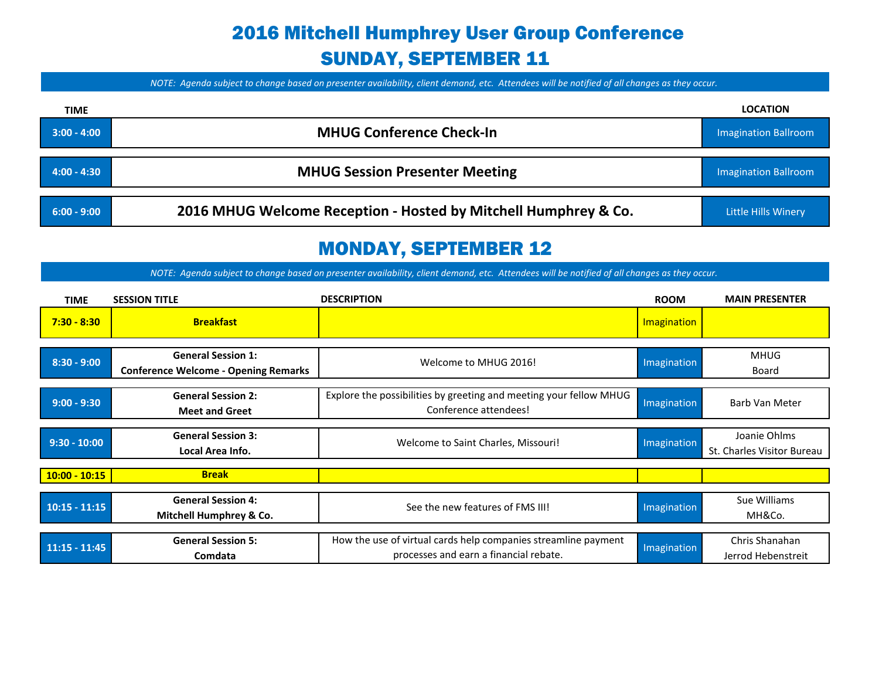# 2016 Mitchell Humphrey User Group Conference

## SUNDAY, SEPTEMBER 11

*NOTE: Agenda subject to change based on presenter availability, client demand, etc. Attendees will be notified of all changes as they occur.*

| TIME | | LOCATION |
|---|---|---|
| 3:00 - 4:00 | **MHUG Conference Check-In** | Imagination Ballroom |
| 4:00 - 4:30 | **MHUG Session Presenter Meeting** | Imagination Ballroom |
| 6:00 - 9:00 | **2016 MHUG Welcome Reception - Hosted by Mitchell Humphrey & Co.** | Little Hills Winery |

## MONDAY, SEPTEMBER 12

*NOTE: Agenda subject to change based on presenter availability, client demand, etc. Attendees will be notified of all changes as they occur.*

| TIME | SESSION TITLE | DESCRIPTION | ROOM | MAIN PRESENTER |
|---|---|---|---|---|
| 7:30 - 8:30 | **Breakfast** | | Imagination | |
| 8:30 - 9:00 | **General Session 1: Conference Welcome - Opening Remarks** | Welcome to MHUG 2016! | Imagination | MHUG Board |
| 9:00 - 9:30 | **General Session 2: Meet and Greet** | Explore the possibilities by greeting and meeting your fellow MHUG Conference attendees! | Imagination | Barb Van Meter |
| 9:30 - 10:00 | **General Session 3: Local Area Info.** | Welcome to Saint Charles, Missouri! | Imagination | Joanie Ohlms St. Charles Visitor Bureau |
| 10:00 - 10:15 | **Break** | | | |
| 10:15 - 11:15 | **General Session 4: Mitchell Humphrey & Co.** | See the new features of FMS III! | Imagination | Sue Williams MH&Co. |
| 11:15 - 11:45 | **General Session 5: Comdata** | How the use of virtual cards help companies streamline payment processes and earn a financial rebate. | Imagination | Chris Shanahan Jerrod Hebenstreit |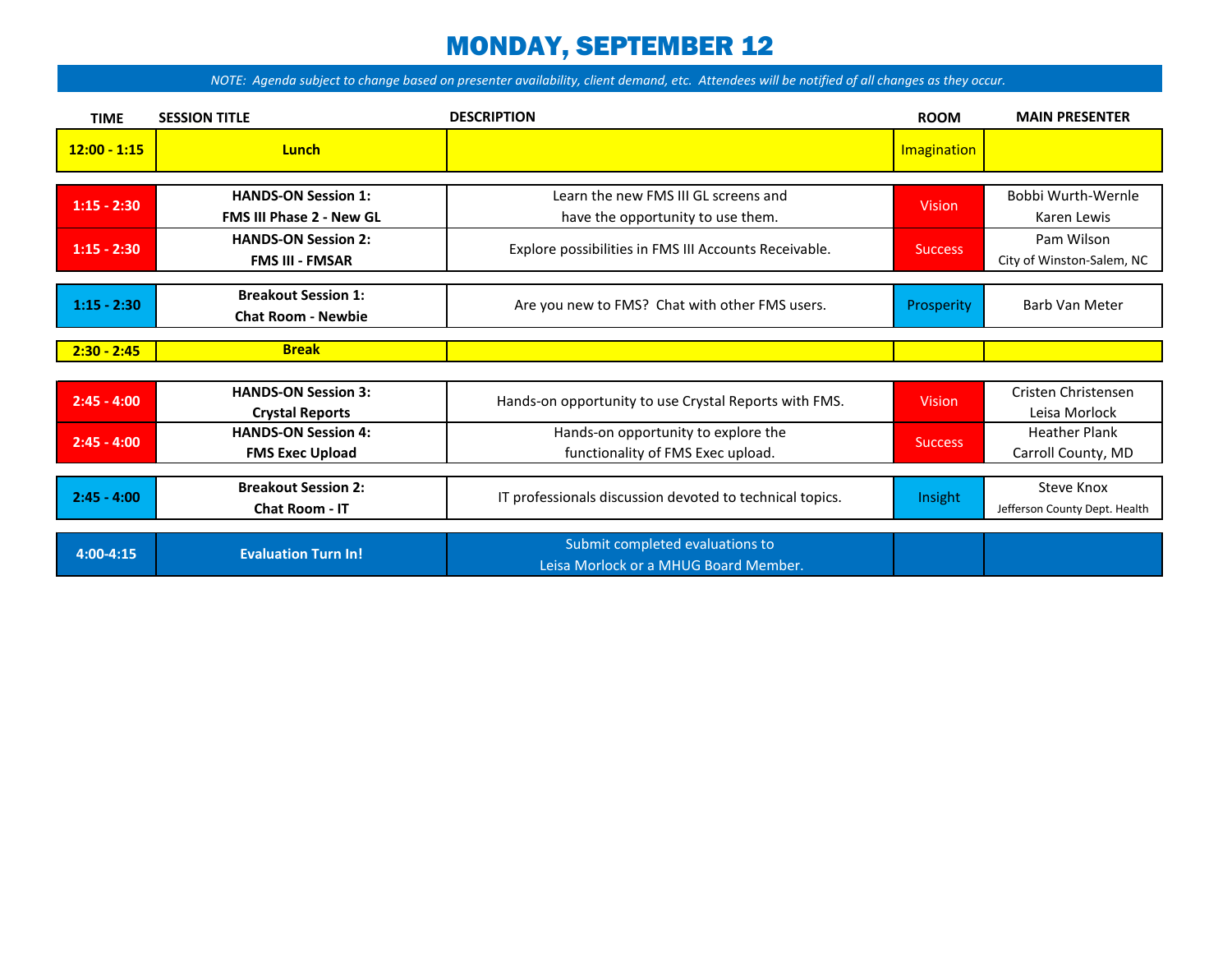# MONDAY, SEPTEMBER 12

*NOTE: Agenda subject to change based on presenter availability, client demand, etc. Attendees will be notified of all changes as they occur.*

| TIME | SESSION TITLE | DESCRIPTION | ROOM | MAIN PRESENTER |
|---|---|---|---|---|
| **12:00 - 1:15** | **Lunch** | | Imagination | |
| **1:15 - 2:30** | **HANDS-ON Session 1: FMS III Phase 2 - New GL** | Learn the new FMS III GL screens and have the opportunity to use them. | Vision | Bobbi Wurth-Wernle<br>Karen Lewis |
| **1:15 - 2:30** | **HANDS-ON Session 2: FMS III - FMSAR** | Explore possibilities in FMS III Accounts Receivable. | Success | Pam Wilson<br>City of Winston-Salem, NC |
| **1:15 - 2:30** | **Breakout Session 1: Chat Room - Newbie** | Are you new to FMS? Chat with other FMS users. | Prosperity | Barb Van Meter |
| **2:30 - 2:45** | **Break** | | | |
| **2:45 - 4:00** | **HANDS-ON Session 3: Crystal Reports** | Hands-on opportunity to use Crystal Reports with FMS. | Vision | Cristen Christensen<br>Leisa Morlock |
| **2:45 - 4:00** | **HANDS-ON Session 4: FMS Exec Upload** | Hands-on opportunity to explore the functionality of FMS Exec upload. | Success | Heather Plank<br>Carroll County, MD |
| **2:45 - 4:00** | **Breakout Session 2: Chat Room - IT** | IT professionals discussion devoted to technical topics. | Insight | Steve Knox<br>Jefferson County Dept. Health |
| **4:00-4:15** | **Evaluation Turn In!** | Submit completed evaluations to Leisa Morlock or a MHUG Board Member. | | |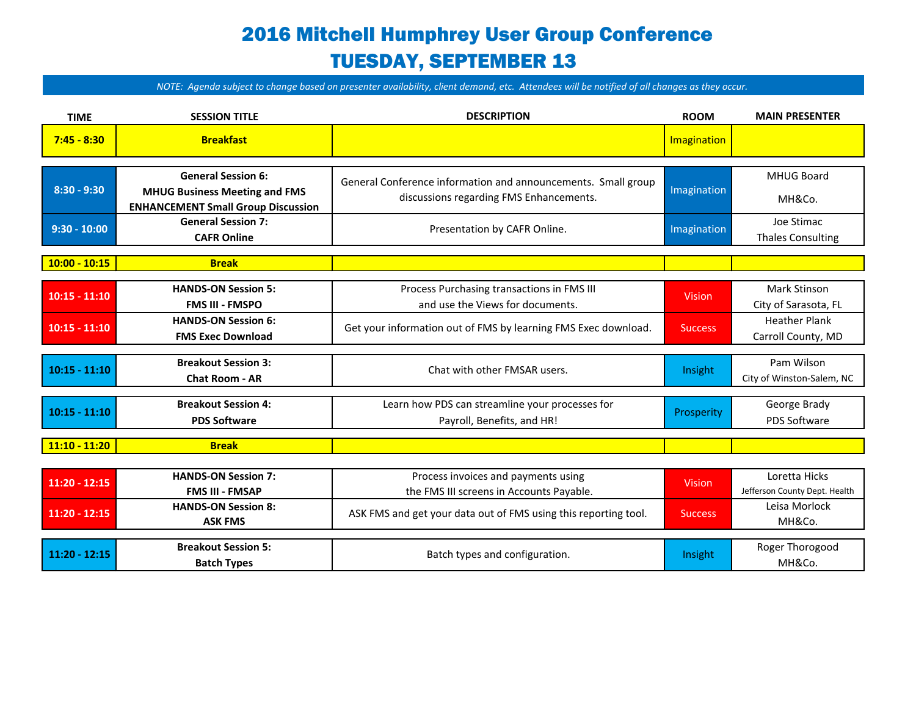# 2016 Mitchell Humphrey User Group Conference

# TUESDAY, SEPTEMBER 13

*NOTE: Agenda subject to change based on presenter availability, client demand, etc. Attendees will be notified of all changes as they occur.*

| TIME | SESSION TITLE | DESCRIPTION | ROOM | MAIN PRESENTER |
|---|---|---|---|---|
| **7:45 - 8:30** | **Breakfast** | | Imagination | |
| **8:30 - 9:30** | **General Session 6: MHUG Business Meeting and FMS ENHANCEMENT Small Group Discussion** | General Conference information and announcements. Small group discussions regarding FMS Enhancements. | Imagination | MHUG Board MH&Co. |
| **9:30 - 10:00** | **General Session 7: CAFR Online** | Presentation by CAFR Online. | Imagination | Joe Stimac Thales Consulting |
| **10:00 - 10:15** | **Break** | | | |
| **10:15 - 11:10** | **HANDS-ON Session 5: FMS III - FMSPO** | Process Purchasing transactions in FMS III and use the Views for documents. | Vision | Mark Stinson City of Sarasota, FL |
| **10:15 - 11:10** | **HANDS-ON Session 6: FMS Exec Download** | Get your information out of FMS by learning FMS Exec download. | Success | Heather Plank Carroll County, MD |
| **10:15 - 11:10** | **Breakout Session 3: Chat Room - AR** | Chat with other FMSAR users. | Insight | Pam Wilson City of Winston-Salem, NC |
| **10:15 - 11:10** | **Breakout Session 4: PDS Software** | Learn how PDS can streamline your processes for Payroll, Benefits, and HR! | Prosperity | George Brady PDS Software |
| **11:10 - 11:20** | **Break** | | | |
| **11:20 - 12:15** | **HANDS-ON Session 7: FMS III - FMSAP** | Process invoices and payments using the FMS III screens in Accounts Payable. | Vision | Loretta Hicks Jefferson County Dept. Health |
| **11:20 - 12:15** | **HANDS-ON Session 8: ASK FMS** | ASK FMS and get your data out of FMS using this reporting tool. | Success | Leisa Morlock MH&Co. |
| **11:20 - 12:15** | **Breakout Session 5: Batch Types** | Batch types and configuration. | Insight | Roger Thorogood MH&Co. |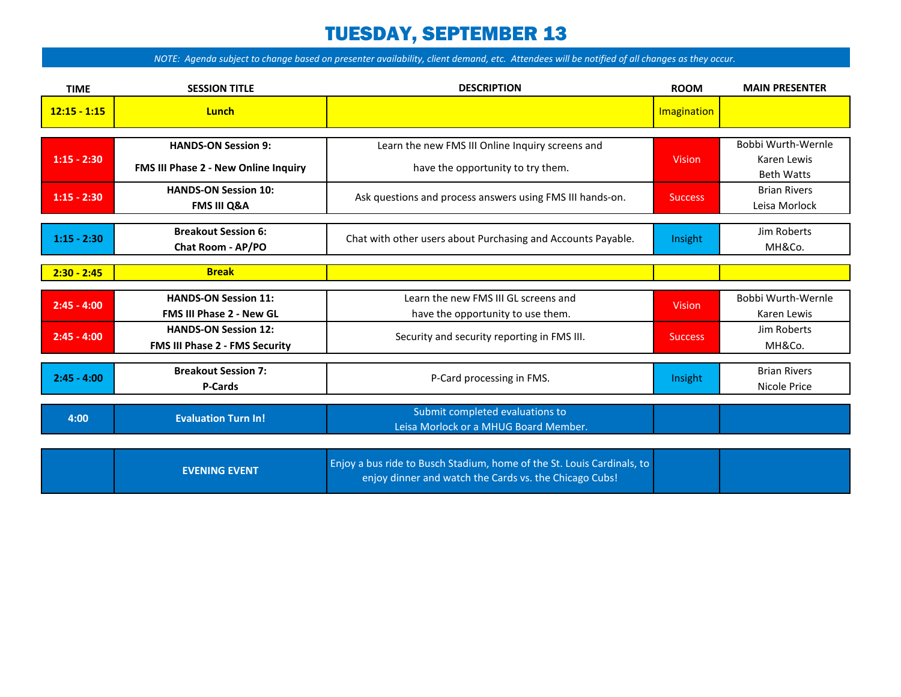# TUESDAY, SEPTEMBER 13

*NOTE: Agenda subject to change based on presenter availability, client demand, etc. Attendees will be notified of all changes as they occur.*

| TIME | SESSION TITLE | DESCRIPTION | ROOM | MAIN PRESENTER |
|---|---|---|---|---|
| 12:15 - 1:15 | **Lunch** | | Imagination | |
| 1:15 - 2:30 | **HANDS-ON Session 9: FMS III Phase 2 - New Online Inquiry** | Learn the new FMS III Online Inquiry screens and have the opportunity to try them. | Vision | Bobbi Wurth-Wernle<br>Karen Lewis<br>Beth Watts |
| 1:15 - 2:30 | **HANDS-ON Session 10: FMS III Q&A** | Ask questions and process answers using FMS III hands-on. | Success | Brian Rivers<br>Leisa Morlock |
| 1:15 - 2:30 | **Breakout Session 6: Chat Room - AP/PO** | Chat with other users about Purchasing and Accounts Payable. | Insight | Jim Roberts<br>MH&Co. |
| 2:30 - 2:45 | **Break** | | | |
| 2:45 - 4:00 | **HANDS-ON Session 11: FMS III Phase 2 - New GL** | Learn the new FMS III GL screens and have the opportunity to use them. | Vision | Bobbi Wurth-Wernle<br>Karen Lewis |
| 2:45 - 4:00 | **HANDS-ON Session 12: FMS III Phase 2 - FMS Security** | Security and security reporting in FMS III. | Success | Jim Roberts<br>MH&Co. |
| 2:45 - 4:00 | **Breakout Session 7: P-Cards** | P-Card processing in FMS. | Insight | Brian Rivers<br>Nicole Price |
| 4:00 | **Evaluation Turn In!** | Submit completed evaluations to Leisa Morlock or a MHUG Board Member. | | |
| | **EVENING EVENT** | Enjoy a bus ride to Busch Stadium, home of the St. Louis Cardinals, to enjoy dinner and watch the Cards vs. the Chicago Cubs! | | |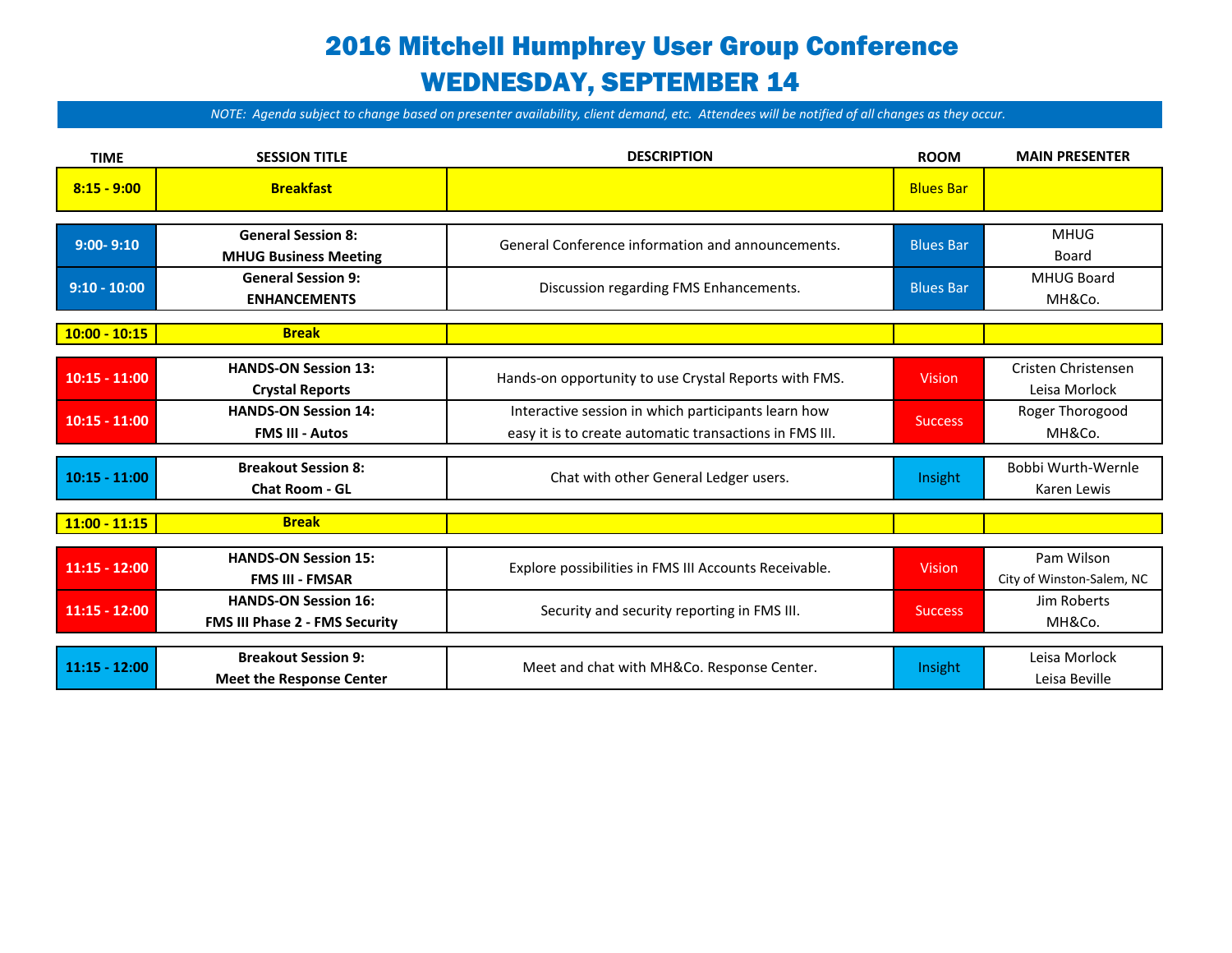# 2016 Mitchell Humphrey User Group Conference

## WEDNESDAY, SEPTEMBER 14

*NOTE: Agenda subject to change based on presenter availability, client demand, etc. Attendees will be notified of all changes as they occur.*

| TIME | SESSION TITLE | DESCRIPTION | ROOM | MAIN PRESENTER |
|---|---|---|---|---|
| **8:15 - 9:00** | **Breakfast** | | Blues Bar | |
| **9:00- 9:10** | **General Session 8: MHUG Business Meeting** | General Conference information and announcements. | Blues Bar | MHUG Board |
| **9:10 - 10:00** | **General Session 9: ENHANCEMENTS** | Discussion regarding FMS Enhancements. | Blues Bar | MHUG Board MH&Co. |
| **10:00 - 10:15** | **Break** | | | |
| **10:15 - 11:00** | **HANDS-ON Session 13: Crystal Reports** | Hands-on opportunity to use Crystal Reports with FMS. | Vision | Cristen Christensen Leisa Morlock |
| **10:15 - 11:00** | **HANDS-ON Session 14: FMS III - Autos** | Interactive session in which participants learn how easy it is to create automatic transactions in FMS III. | Success | Roger Thorogood MH&Co. |
| **10:15 - 11:00** | **Breakout Session 8: Chat Room - GL** | Chat with other General Ledger users. | Insight | Bobbi Wurth-Wernle Karen Lewis |
| **11:00 - 11:15** | **Break** | | | |
| **11:15 - 12:00** | **HANDS-ON Session 15: FMS III - FMSAR** | Explore possibilities in FMS III Accounts Receivable. | Vision | Pam Wilson City of Winston-Salem, NC |
| **11:15 - 12:00** | **HANDS-ON Session 16: FMS III Phase 2 - FMS Security** | Security and security reporting in FMS III. | Success | Jim Roberts MH&Co. |
| **11:15 - 12:00** | **Breakout Session 9: Meet the Response Center** | Meet and chat with MH&Co. Response Center. | Insight | Leisa Morlock Leisa Beville |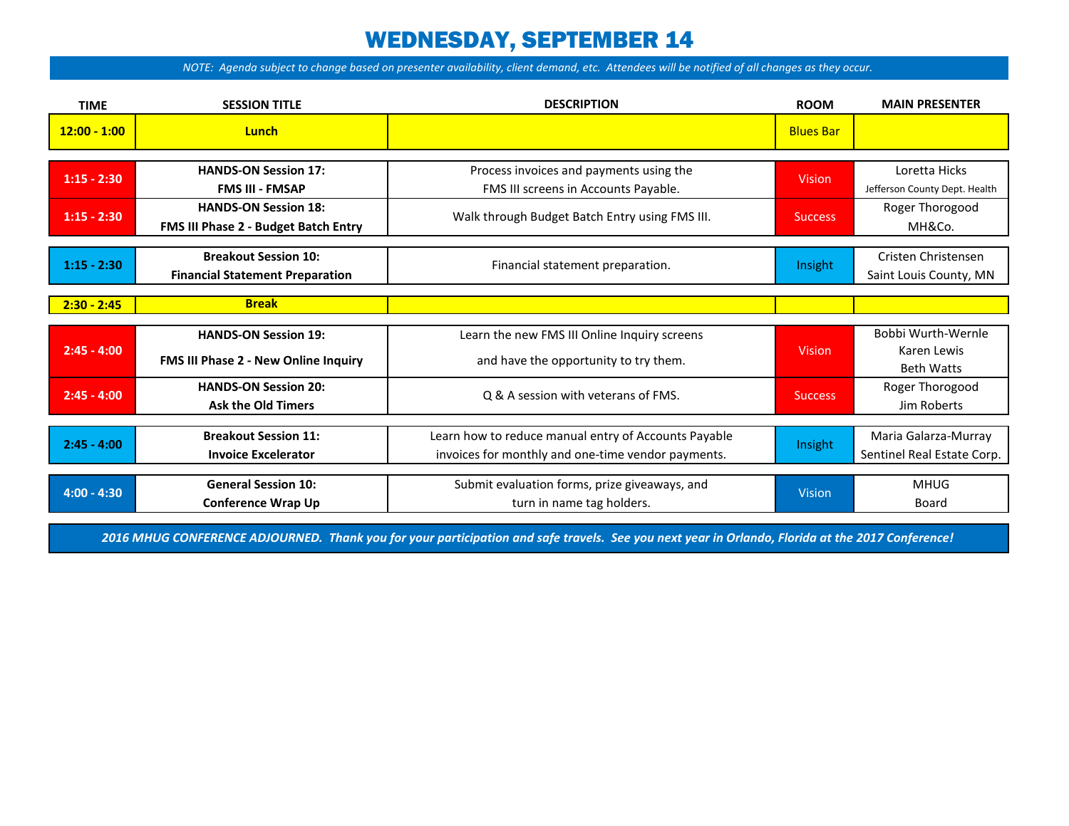# WEDNESDAY, SEPTEMBER 14

*NOTE: Agenda subject to change based on presenter availability, client demand, etc. Attendees will be notified of all changes as they occur.*

| TIME | SESSION TITLE | DESCRIPTION | ROOM | MAIN PRESENTER |
|---|---|---|---|---|
| **12:00 - 1:00** | **Lunch** | | Blues Bar | |
| **1:15 - 2:30** | **HANDS-ON Session 17: FMS III - FMSAP** | Process invoices and payments using the FMS III screens in Accounts Payable. | Vision | Loretta Hicks Jefferson County Dept. Health |
| **1:15 - 2:30** | **HANDS-ON Session 18: FMS III Phase 2 - Budget Batch Entry** | Walk through Budget Batch Entry using FMS III. | Success | Roger Thorogood MH&Co. |
| **1:15 - 2:30** | **Breakout Session 10: Financial Statement Preparation** | Financial statement preparation. | Insight | Cristen Christensen Saint Louis County, MN |
| **2:30 - 2:45** | **Break** | | | |
| **2:45 - 4:00** | **HANDS-ON Session 19: FMS III Phase 2 - New Online Inquiry** | Learn the new FMS III Online Inquiry screens and have the opportunity to try them. | Vision | Bobbi Wurth-Wernle Karen Lewis Beth Watts |
| **2:45 - 4:00** | **HANDS-ON Session 20: Ask the Old Timers** | Q & A session with veterans of FMS. | Success | Roger Thorogood Jim Roberts |
| **2:45 - 4:00** | **Breakout Session 11: Invoice Excelerator** | Learn how to reduce manual entry of Accounts Payable invoices for monthly and one-time vendor payments. | Insight | Maria Galarza-Murray Sentinel Real Estate Corp. |
| **4:00 - 4:30** | **General Session 10: Conference Wrap Up** | Submit evaluation forms, prize giveaways, and turn in name tag holders. | Vision | MHUG Board |

***2016 MHUG CONFERENCE ADJOURNED. Thank you for your participation and safe travels. See you next year in Orlando, Florida at the 2017 Conference!***